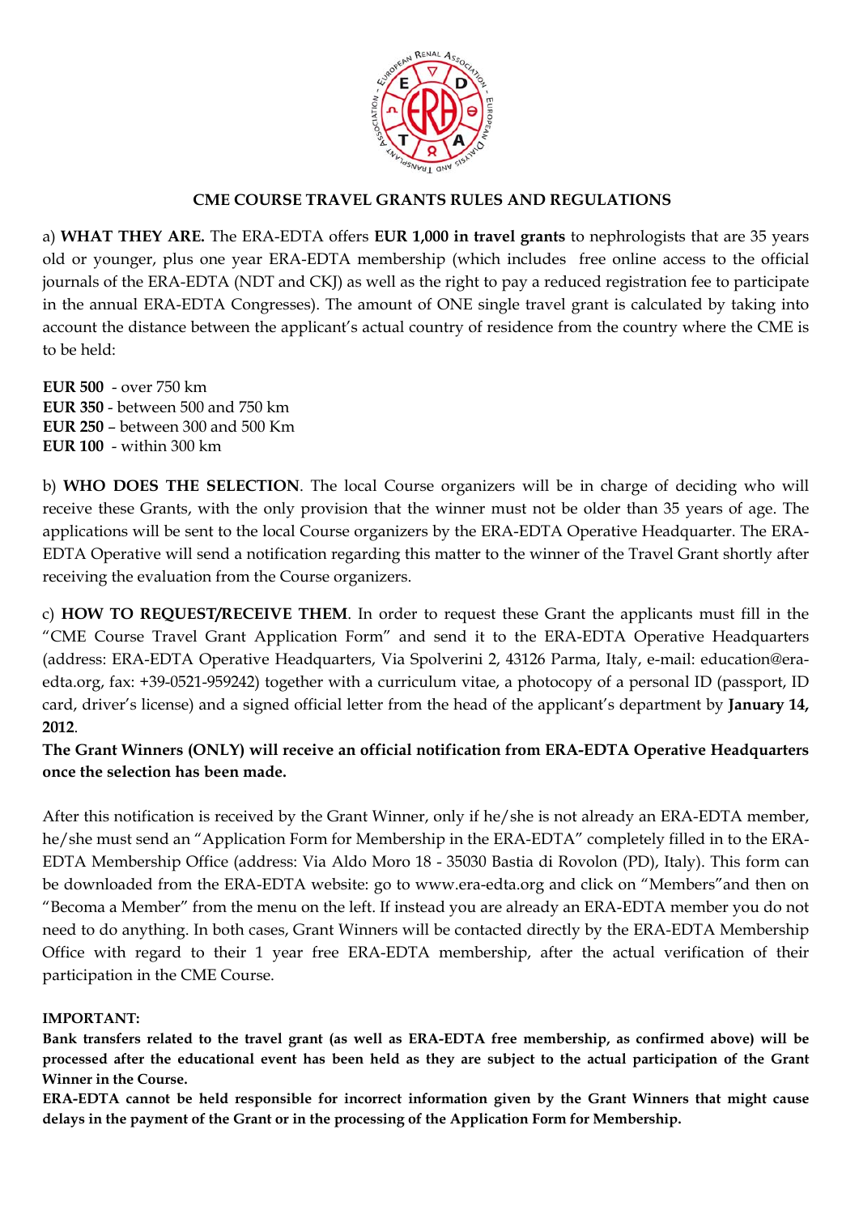## CME COURSE TRAVEL GRANTS RULES AND REGULATIONS

a) **WHAT THEY ARE.** The ERA-EDTA offers **EUR 1,000 in travel grants** to nephrologists that are 35 years old or younger, plus one year ERA-EDTA membership (which includes free online access to the official journals of the ERA-EDTA (NDT and CKJ) as well as the right to pay a reduced registration fee to participate in the annual ERA-EDTA Congresses). The amount of ONE single travel grant is calculated by taking into account the distance between the applicant's actual country of residence from the country where the CME is to be held:

**EUR 500** - over 750 km
**EUR 350** - between 500 and 750 km
**EUR 250** – between 300 and 500 Km
**EUR 100** - within 300 km

b) **WHO DOES THE SELECTION**. The local Course organizers will be in charge of deciding who will receive these Grants, with the only provision that the winner must not be older than 35 years of age. The applications will be sent to the local Course organizers by the ERA-EDTA Operative Headquarter. The ERA-EDTA Operative will send a notification regarding this matter to the winner of the Travel Grant shortly after receiving the evaluation from the Course organizers.

c) **HOW TO REQUEST/RECEIVE THEM**. In order to request these Grant the applicants must fill in the "CME Course Travel Grant Application Form" and send it to the ERA-EDTA Operative Headquarters (address: ERA-EDTA Operative Headquarters, Via Spolverini 2, 43126 Parma, Italy, e-mail: education@era-edta.org, fax: +39-0521-959242) together with a curriculum vitae, a photocopy of a personal ID (passport, ID card, driver's license) and a signed official letter from the head of the applicant's department by **January 14, 2012**.
**The Grant Winners (ONLY) will receive an official notification from ERA-EDTA Operative Headquarters once the selection has been made.**

After this notification is received by the Grant Winner, only if he/she is not already an ERA-EDTA member, he/she must send an "Application Form for Membership in the ERA-EDTA" completely filled in to the ERA-EDTA Membership Office (address: Via Aldo Moro 18 - 35030 Bastia di Rovolon (PD), Italy). This form can be downloaded from the ERA-EDTA website: go to www.era-edta.org and click on "Members"and then on "Becoma a Member" from the menu on the left. If instead you are already an ERA-EDTA member you do not need to do anything. In both cases, Grant Winners will be contacted directly by the ERA-EDTA Membership Office with regard to their 1 year free ERA-EDTA membership, after the actual verification of their participation in the CME Course.

**IMPORTANT:**
**Bank transfers related to the travel grant (as well as ERA-EDTA free membership, as confirmed above) will be processed after the educational event has been held as they are subject to the actual participation of the Grant Winner in the Course.**
**ERA-EDTA cannot be held responsible for incorrect information given by the Grant Winners that might cause delays in the payment of the Grant or in the processing of the Application Form for Membership.**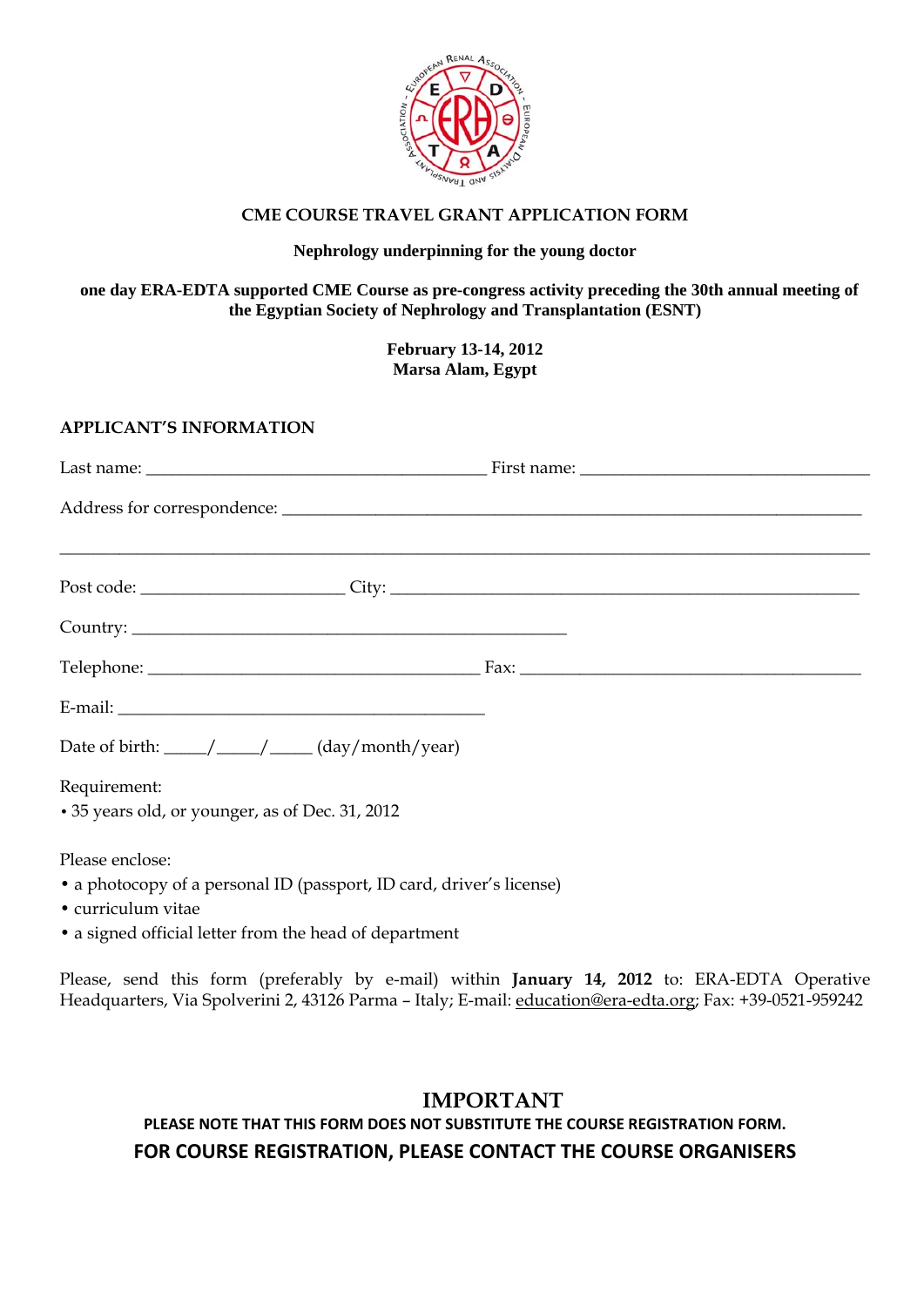**CME COURSE TRAVEL GRANT APPLICATION FORM**

**Nephrology underpinning for the young doctor**

**one day ERA-EDTA supported CME Course as pre-congress activity preceding the 30th annual meeting of the Egyptian Society of Nephrology and Transplantation (ESNT)**

**February 13-14, 2012**
**Marsa Alam, Egypt**

## APPLICANT'S INFORMATION

Last name: ________________________________________ First name: __________________________________

Address for correspondence: ______________________________________________________________________

_______________________________________________________________________________________________

Post code: ________________________ City: _______________________________________________________

Country: ___________________________________________________

Telephone: _______________________________________ Fax: __________________________________________

E-mail: ___________________________________________

Date of birth: _____/_____/_____ (day/month/year)

Requirement:
- 35 years old, or younger, as of Dec. 31, 2012

Please enclose:
- a photocopy of a personal ID (passport, ID card, driver's license)
- curriculum vitae
- a signed official letter from the head of department

Please, send this form (preferably by e-mail) within **January 14, 2012** to: ERA-EDTA Operative Headquarters, Via Spolverini 2, 43126 Parma – Italy; E-mail: education@era-edta.org; Fax: +39-0521-959242

## IMPORTANT

**PLEASE NOTE THAT THIS FORM DOES NOT SUBSTITUTE THE COURSE REGISTRATION FORM.**

**FOR COURSE REGISTRATION, PLEASE CONTACT THE COURSE ORGANISERS**